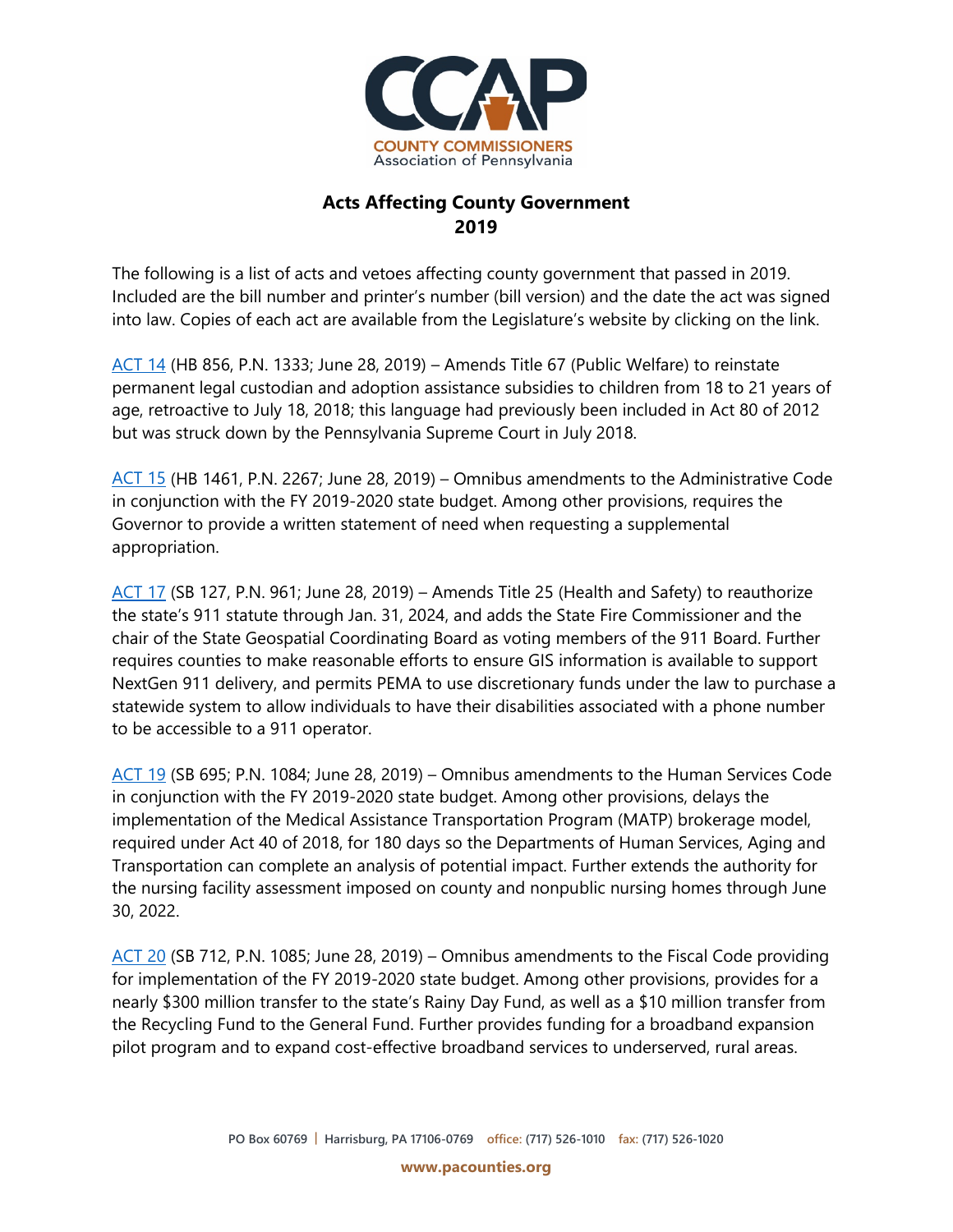# Acts Affecting County Government 2019

The following is a list of acts and vetoes affecting county government that passed in 2019. Included are the bill number and printer's number (bill version) and the date the act was signed into law. Copies of each act are available from the Legislature's website by clicking on the link.

ACT 14 (HB 856, P.N. 1333; June 28, 2019) – Amends Title 67 (Public Welfare) to reinstate permanent legal custodian and adoption assistance subsidies to children from 18 to 21 years of age, retroactive to July 18, 2018; this language had previously been included in Act 80 of 2012 but was struck down by the Pennsylvania Supreme Court in July 2018.

ACT 15 (HB 1461, P.N. 2267; June 28, 2019) – Omnibus amendments to the Administrative Code in conjunction with the FY 2019-2020 state budget. Among other provisions, requires the Governor to provide a written statement of need when requesting a supplemental appropriation.

ACT 17 (SB 127, P.N. 961; June 28, 2019) – Amends Title 25 (Health and Safety) to reauthorize the state's 911 statute through Jan. 31, 2024, and adds the State Fire Commissioner and the chair of the State Geospatial Coordinating Board as voting members of the 911 Board. Further requires counties to make reasonable efforts to ensure GIS information is available to support NextGen 911 delivery, and permits PEMA to use discretionary funds under the law to purchase a statewide system to allow individuals to have their disabilities associated with a phone number to be accessible to a 911 operator.

ACT 19 (SB 695; P.N. 1084; June 28, 2019) – Omnibus amendments to the Human Services Code in conjunction with the FY 2019-2020 state budget. Among other provisions, delays the implementation of the Medical Assistance Transportation Program (MATP) brokerage model, required under Act 40 of 2018, for 180 days so the Departments of Human Services, Aging and Transportation can complete an analysis of potential impact. Further extends the authority for the nursing facility assessment imposed on county and nonpublic nursing homes through June 30, 2022.

ACT 20 (SB 712, P.N. 1085; June 28, 2019) – Omnibus amendments to the Fiscal Code providing for implementation of the FY 2019-2020 state budget. Among other provisions, provides for a nearly $300 million transfer to the state's Rainy Day Fund, as well as a $10 million transfer from the Recycling Fund to the General Fund. Further provides funding for a broadband expansion pilot program and to expand cost-effective broadband services to underserved, rural areas.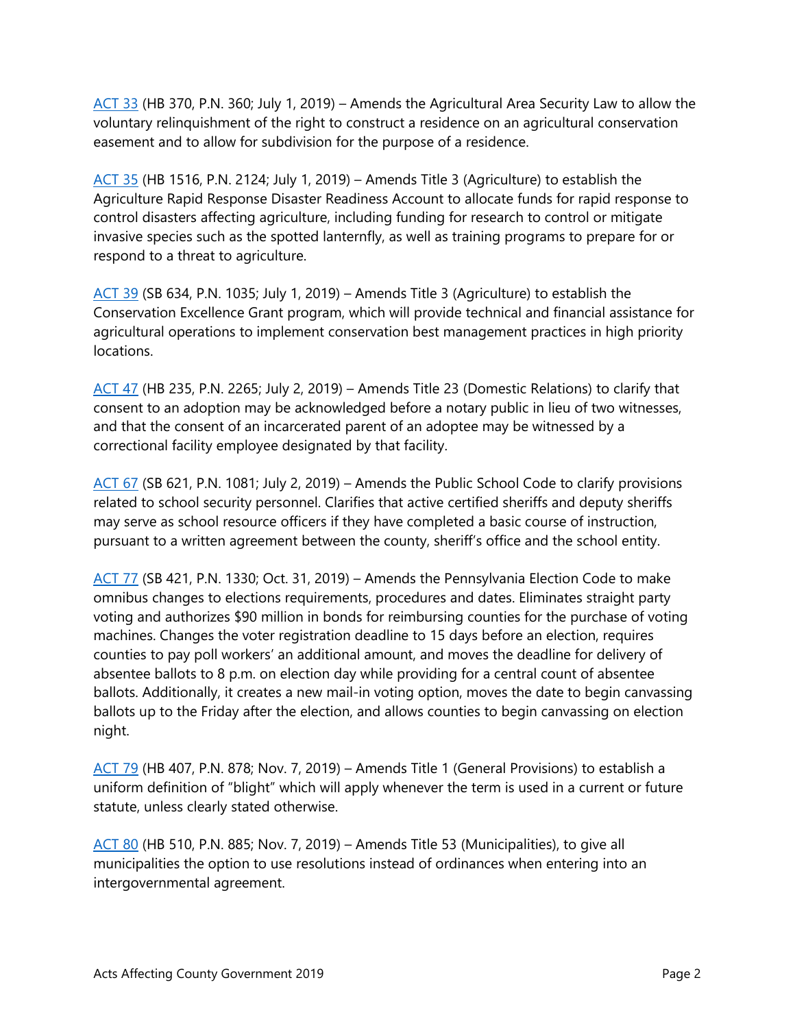ACT 33 (HB 370, P.N. 360; July 1, 2019) – Amends the Agricultural Area Security Law to allow the voluntary relinquishment of the right to construct a residence on an agricultural conservation easement and to allow for subdivision for the purpose of a residence.

ACT 35 (HB 1516, P.N. 2124; July 1, 2019) – Amends Title 3 (Agriculture) to establish the Agriculture Rapid Response Disaster Readiness Account to allocate funds for rapid response to control disasters affecting agriculture, including funding for research to control or mitigate invasive species such as the spotted lanternfly, as well as training programs to prepare for or respond to a threat to agriculture.

ACT 39 (SB 634, P.N. 1035; July 1, 2019) – Amends Title 3 (Agriculture) to establish the Conservation Excellence Grant program, which will provide technical and financial assistance for agricultural operations to implement conservation best management practices in high priority locations.

ACT 47 (HB 235, P.N. 2265; July 2, 2019) – Amends Title 23 (Domestic Relations) to clarify that consent to an adoption may be acknowledged before a notary public in lieu of two witnesses, and that the consent of an incarcerated parent of an adoptee may be witnessed by a correctional facility employee designated by that facility.

ACT 67 (SB 621, P.N. 1081; July 2, 2019) – Amends the Public School Code to clarify provisions related to school security personnel. Clarifies that active certified sheriffs and deputy sheriffs may serve as school resource officers if they have completed a basic course of instruction, pursuant to a written agreement between the county, sheriff's office and the school entity.

ACT 77 (SB 421, P.N. 1330; Oct. 31, 2019) – Amends the Pennsylvania Election Code to make omnibus changes to elections requirements, procedures and dates. Eliminates straight party voting and authorizes $90 million in bonds for reimbursing counties for the purchase of voting machines. Changes the voter registration deadline to 15 days before an election, requires counties to pay poll workers' an additional amount, and moves the deadline for delivery of absentee ballots to 8 p.m. on election day while providing for a central count of absentee ballots. Additionally, it creates a new mail-in voting option, moves the date to begin canvassing ballots up to the Friday after the election, and allows counties to begin canvassing on election night.

ACT 79 (HB 407, P.N. 878; Nov. 7, 2019) – Amends Title 1 (General Provisions) to establish a uniform definition of "blight" which will apply whenever the term is used in a current or future statute, unless clearly stated otherwise.

ACT 80 (HB 510, P.N. 885; Nov. 7, 2019) – Amends Title 53 (Municipalities), to give all municipalities the option to use resolutions instead of ordinances when entering into an intergovernmental agreement.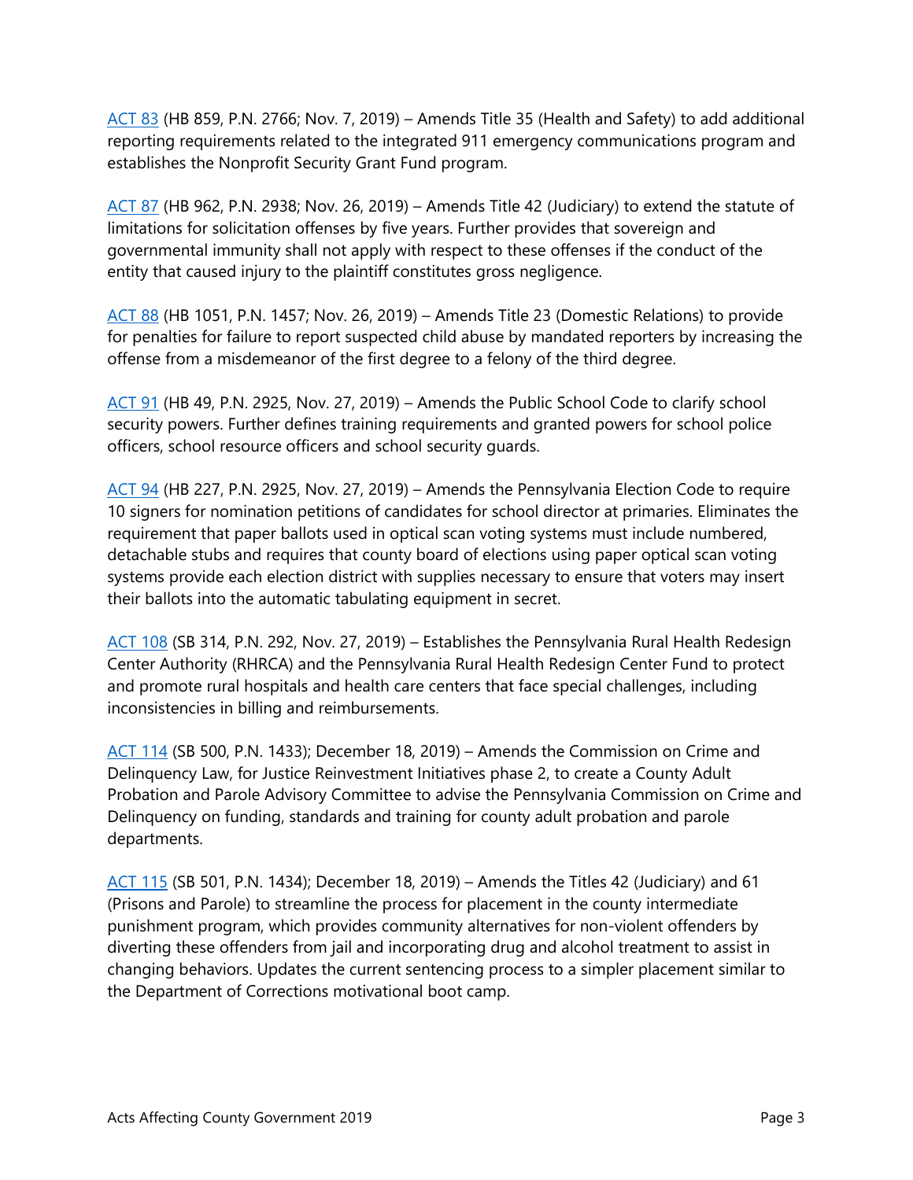ACT 83 (HB 859, P.N. 2766; Nov. 7, 2019) – Amends Title 35 (Health and Safety) to add additional reporting requirements related to the integrated 911 emergency communications program and establishes the Nonprofit Security Grant Fund program.

ACT 87 (HB 962, P.N. 2938; Nov. 26, 2019) – Amends Title 42 (Judiciary) to extend the statute of limitations for solicitation offenses by five years. Further provides that sovereign and governmental immunity shall not apply with respect to these offenses if the conduct of the entity that caused injury to the plaintiff constitutes gross negligence.

ACT 88 (HB 1051, P.N. 1457; Nov. 26, 2019) – Amends Title 23 (Domestic Relations) to provide for penalties for failure to report suspected child abuse by mandated reporters by increasing the offense from a misdemeanor of the first degree to a felony of the third degree.

ACT 91 (HB 49, P.N. 2925, Nov. 27, 2019) – Amends the Public School Code to clarify school security powers. Further defines training requirements and granted powers for school police officers, school resource officers and school security guards.

ACT 94 (HB 227, P.N. 2925, Nov. 27, 2019) – Amends the Pennsylvania Election Code to require 10 signers for nomination petitions of candidates for school director at primaries. Eliminates the requirement that paper ballots used in optical scan voting systems must include numbered, detachable stubs and requires that county board of elections using paper optical scan voting systems provide each election district with supplies necessary to ensure that voters may insert their ballots into the automatic tabulating equipment in secret.

ACT 108 (SB 314, P.N. 292, Nov. 27, 2019) – Establishes the Pennsylvania Rural Health Redesign Center Authority (RHRCA) and the Pennsylvania Rural Health Redesign Center Fund to protect and promote rural hospitals and health care centers that face special challenges, including inconsistencies in billing and reimbursements.

ACT 114 (SB 500, P.N. 1433); December 18, 2019) – Amends the Commission on Crime and Delinquency Law, for Justice Reinvestment Initiatives phase 2, to create a County Adult Probation and Parole Advisory Committee to advise the Pennsylvania Commission on Crime and Delinquency on funding, standards and training for county adult probation and parole departments.

ACT 115 (SB 501, P.N. 1434); December 18, 2019) – Amends the Titles 42 (Judiciary) and 61 (Prisons and Parole) to streamline the process for placement in the county intermediate punishment program, which provides community alternatives for non-violent offenders by diverting these offenders from jail and incorporating drug and alcohol treatment to assist in changing behaviors. Updates the current sentencing process to a simpler placement similar to the Department of Corrections motivational boot camp.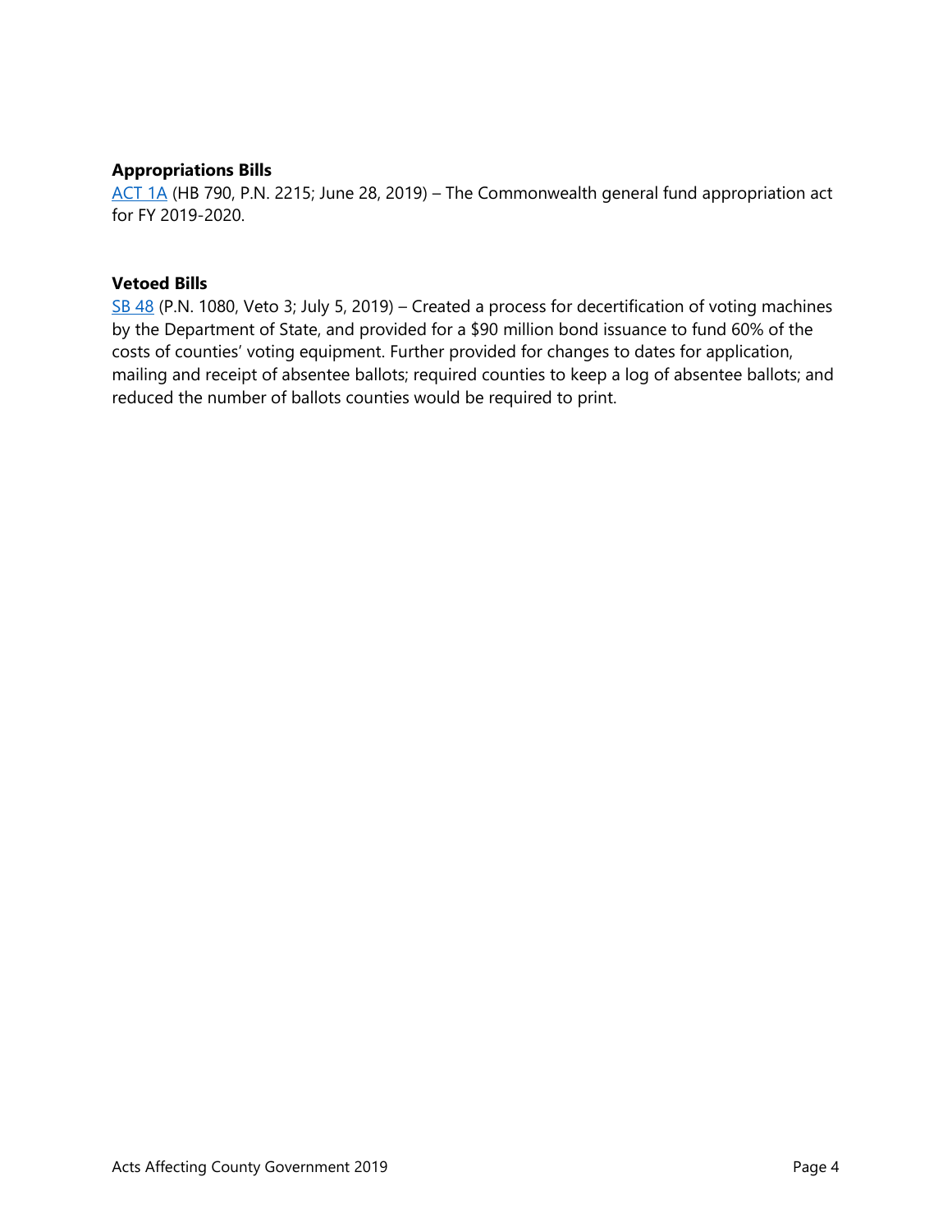**Appropriations Bills**

[ACT 1A](#) (HB 790, P.N. 2215; June 28, 2019) – The Commonwealth general fund appropriation act for FY 2019-2020.

**Vetoed Bills**

[SB 48](#) (P.N. 1080, Veto 3; July 5, 2019) – Created a process for decertification of voting machines by the Department of State, and provided for a $90 million bond issuance to fund 60% of the costs of counties' voting equipment. Further provided for changes to dates for application, mailing and receipt of absentee ballots; required counties to keep a log of absentee ballots; and reduced the number of ballots counties would be required to print.